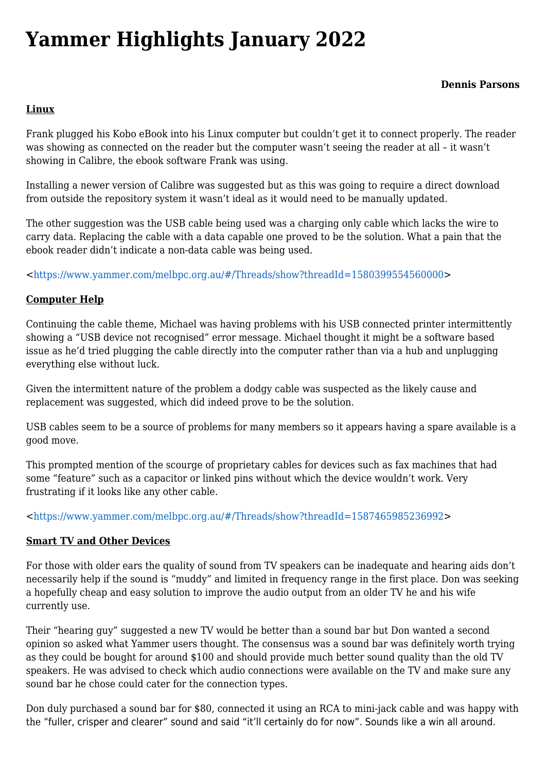# Yammer Highlights January 2022

**Dennis Parsons**

**Linux**

Frank plugged his Kobo eBook into his Linux computer but couldn't get it to connect properly. The reader was showing as connected on the reader but the computer wasn't seeing the reader at all – it wasn't showing in Calibre, the ebook software Frank was using.

Installing a newer version of Calibre was suggested but as this was going to require a direct download from outside the repository system it wasn't ideal as it would need to be manually updated.

The other suggestion was the USB cable being used was a charging only cable which lacks the wire to carry data. Replacing the cable with a data capable one proved to be the solution. What a pain that the ebook reader didn't indicate a non-data cable was being used.

<https://www.yammer.com/melbpc.org.au/#/Threads/show?threadId=1580399554560000>

**Computer Help**

Continuing the cable theme, Michael was having problems with his USB connected printer intermittently showing a "USB device not recognised" error message. Michael thought it might be a software based issue as he'd tried plugging the cable directly into the computer rather than via a hub and unplugging everything else without luck.

Given the intermittent nature of the problem a dodgy cable was suspected as the likely cause and replacement was suggested, which did indeed prove to be the solution.

USB cables seem to be a source of problems for many members so it appears having a spare available is a good move.

This prompted mention of the scourge of proprietary cables for devices such as fax machines that had some "feature" such as a capacitor or linked pins without which the device wouldn't work. Very frustrating if it looks like any other cable.

<https://www.yammer.com/melbpc.org.au/#/Threads/show?threadId=1587465985236992>

**Smart TV and Other Devices**

For those with older ears the quality of sound from TV speakers can be inadequate and hearing aids don't necessarily help if the sound is "muddy" and limited in frequency range in the first place. Don was seeking a hopefully cheap and easy solution to improve the audio output from an older TV he and his wife currently use.

Their "hearing guy" suggested a new TV would be better than a sound bar but Don wanted a second opinion so asked what Yammer users thought. The consensus was a sound bar was definitely worth trying as they could be bought for around $100 and should provide much better sound quality than the old TV speakers. He was advised to check which audio connections were available on the TV and make sure any sound bar he chose could cater for the connection types.

Don duly purchased a sound bar for $80, connected it using an RCA to mini-jack cable and was happy with the "fuller, crisper and clearer" sound and said "it'll certainly do for now". Sounds like a win all around.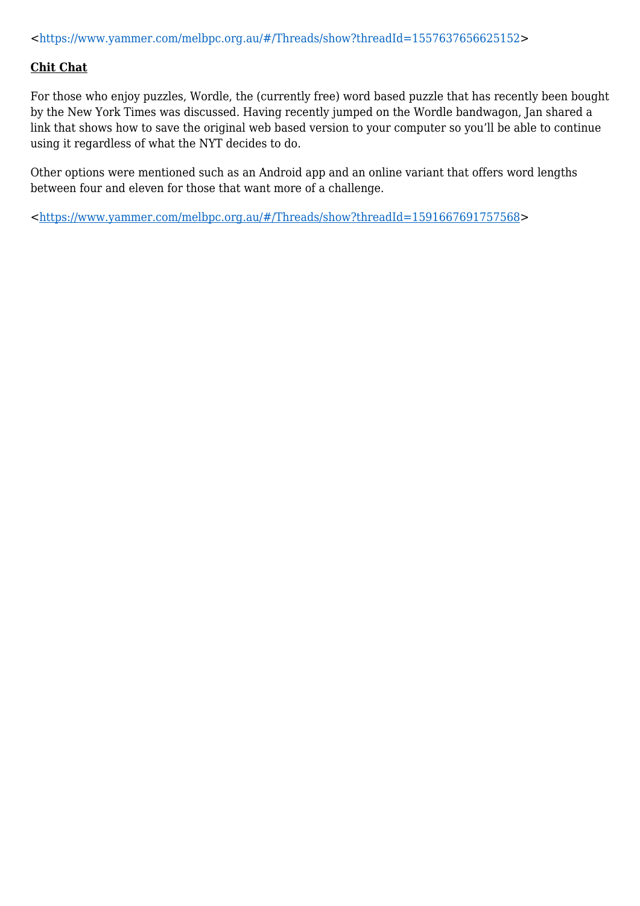<https://www.yammer.com/melbpc.org.au/#/Threads/show?threadId=1557637656625152>

**Chit Chat**

For those who enjoy puzzles, Wordle, the (currently free) word based puzzle that has recently been bought by the New York Times was discussed. Having recently jumped on the Wordle bandwagon, Jan shared a link that shows how to save the original web based version to your computer so you'll be able to continue using it regardless of what the NYT decides to do.

Other options were mentioned such as an Android app and an online variant that offers word lengths between four and eleven for those that want more of a challenge.

<https://www.yammer.com/melbpc.org.au/#/Threads/show?threadId=1591667691757568>